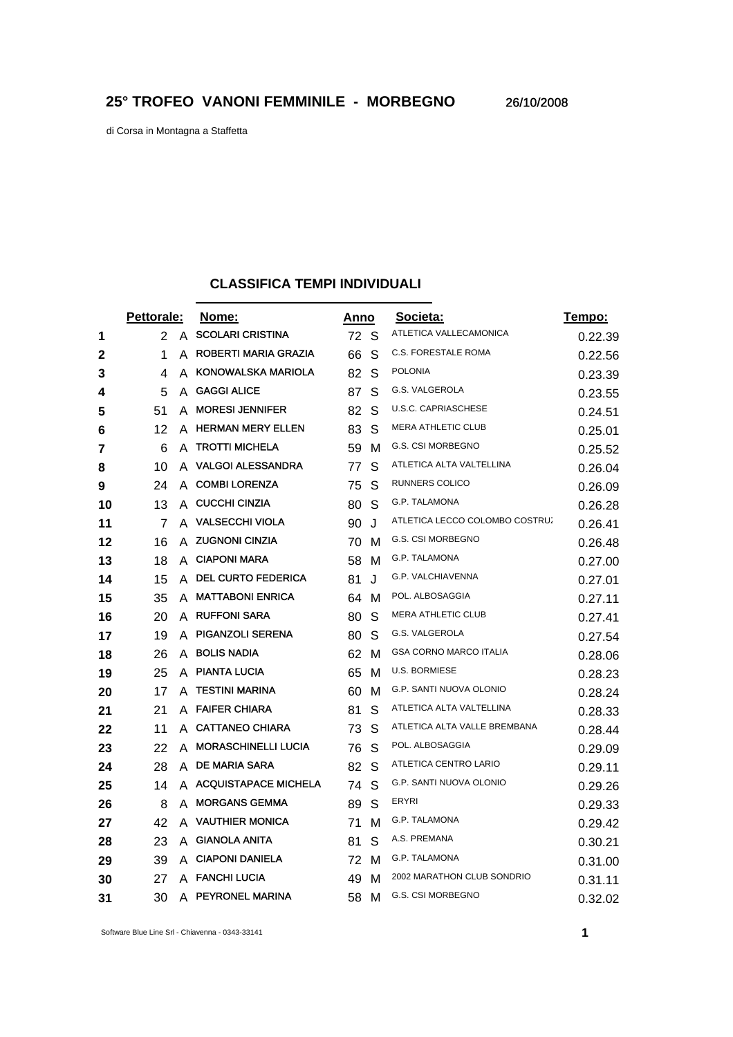## 25° TROFEO VANONI FEMMINILE - MORBEGNO 26/10/2008

di Corsa in Montagna a Staffetta

### CLASSIFICA TEMPI INDIVIDUALI

| | Pettorale: | | Nome: | Anno | | Societa: | Tempo: |
|---|---|---|---|---|---|---|---|
| 1 | 2 | A | SCOLARI CRISTINA | 72 | S | ATLETICA VALLECAMONICA | 0.22.39 |
| 2 | 1 | A | ROBERTI MARIA GRAZIA | 66 | S | C.S. FORESTALE ROMA | 0.22.56 |
| 3 | 4 | A | KONOWALSKA MARIOLA | 82 | S | POLONIA | 0.23.39 |
| 4 | 5 | A | GAGGI ALICE | 87 | S | G.S. VALGEROLA | 0.23.55 |
| 5 | 51 | A | MORESI JENNIFER | 82 | S | U.S.C. CAPRIASCHESE | 0.24.51 |
| 6 | 12 | A | HERMAN MERY ELLEN | 83 | S | MERA ATHLETIC CLUB | 0.25.01 |
| 7 | 6 | A | TROTTI MICHELA | 59 | M | G.S. CSI MORBEGNO | 0.25.52 |
| 8 | 10 | A | VALGOI ALESSANDRA | 77 | S | ATLETICA ALTA VALTELLINA | 0.26.04 |
| 9 | 24 | A | COMBI LORENZA | 75 | S | RUNNERS COLICO | 0.26.09 |
| 10 | 13 | A | CUCCHI CINZIA | 80 | S | G.P. TALAMONA | 0.26.28 |
| 11 | 7 | A | VALSECCHI VIOLA | 90 | J | ATLETICA LECCO COLOMBO COSTRU: | 0.26.41 |
| 12 | 16 | A | ZUGNONI CINZIA | 70 | M | G.S. CSI MORBEGNO | 0.26.48 |
| 13 | 18 | A | CIAPONI MARA | 58 | M | G.P. TALAMONA | 0.27.00 |
| 14 | 15 | A | DEL CURTO FEDERICA | 81 | J | G.P. VALCHIAVENNA | 0.27.01 |
| 15 | 35 | A | MATTABONI ENRICA | 64 | M | POL. ALBOSAGGIA | 0.27.11 |
| 16 | 20 | A | RUFFONI SARA | 80 | S | MERA ATHLETIC CLUB | 0.27.41 |
| 17 | 19 | A | PIGANZOLI SERENA | 80 | S | G.S. VALGEROLA | 0.27.54 |
| 18 | 26 | A | BOLIS NADIA | 62 | M | GSA CORNO MARCO ITALIA | 0.28.06 |
| 19 | 25 | A | PIANTA LUCIA | 65 | M | U.S. BORMIESE | 0.28.23 |
| 20 | 17 | A | TESTINI MARINA | 60 | M | G.P. SANTI NUOVA OLONIO | 0.28.24 |
| 21 | 21 | A | FAIFER CHIARA | 81 | S | ATLETICA ALTA VALTELLINA | 0.28.33 |
| 22 | 11 | A | CATTANEO CHIARA | 73 | S | ATLETICA ALTA VALLE BREMBANA | 0.28.44 |
| 23 | 22 | A | MORASCHINELLI LUCIA | 76 | S | POL. ALBOSAGGIA | 0.29.09 |
| 24 | 28 | A | DE MARIA SARA | 82 | S | ATLETICA CENTRO LARIO | 0.29.11 |
| 25 | 14 | A | ACQUISTAPACE MICHELA | 74 | S | G.P. SANTI NUOVA OLONIO | 0.29.26 |
| 26 | 8 | A | MORGANS GEMMA | 89 | S | ERYRI | 0.29.33 |
| 27 | 42 | A | VAUTHIER MONICA | 71 | M | G.P. TALAMONA | 0.29.42 |
| 28 | 23 | A | GIANOLA ANITA | 81 | S | A.S. PREMANA | 0.30.21 |
| 29 | 39 | A | CIAPONI DANIELA | 72 | M | G.P. TALAMONA | 0.31.00 |
| 30 | 27 | A | FANCHI LUCIA | 49 | M | 2002 MARATHON CLUB SONDRIO | 0.31.11 |
| 31 | 30 | A | PEYRONEL MARINA | 58 | M | G.S. CSI MORBEGNO | 0.32.02 |

Software Blue Line Srl - Chiavenna - 0343-33141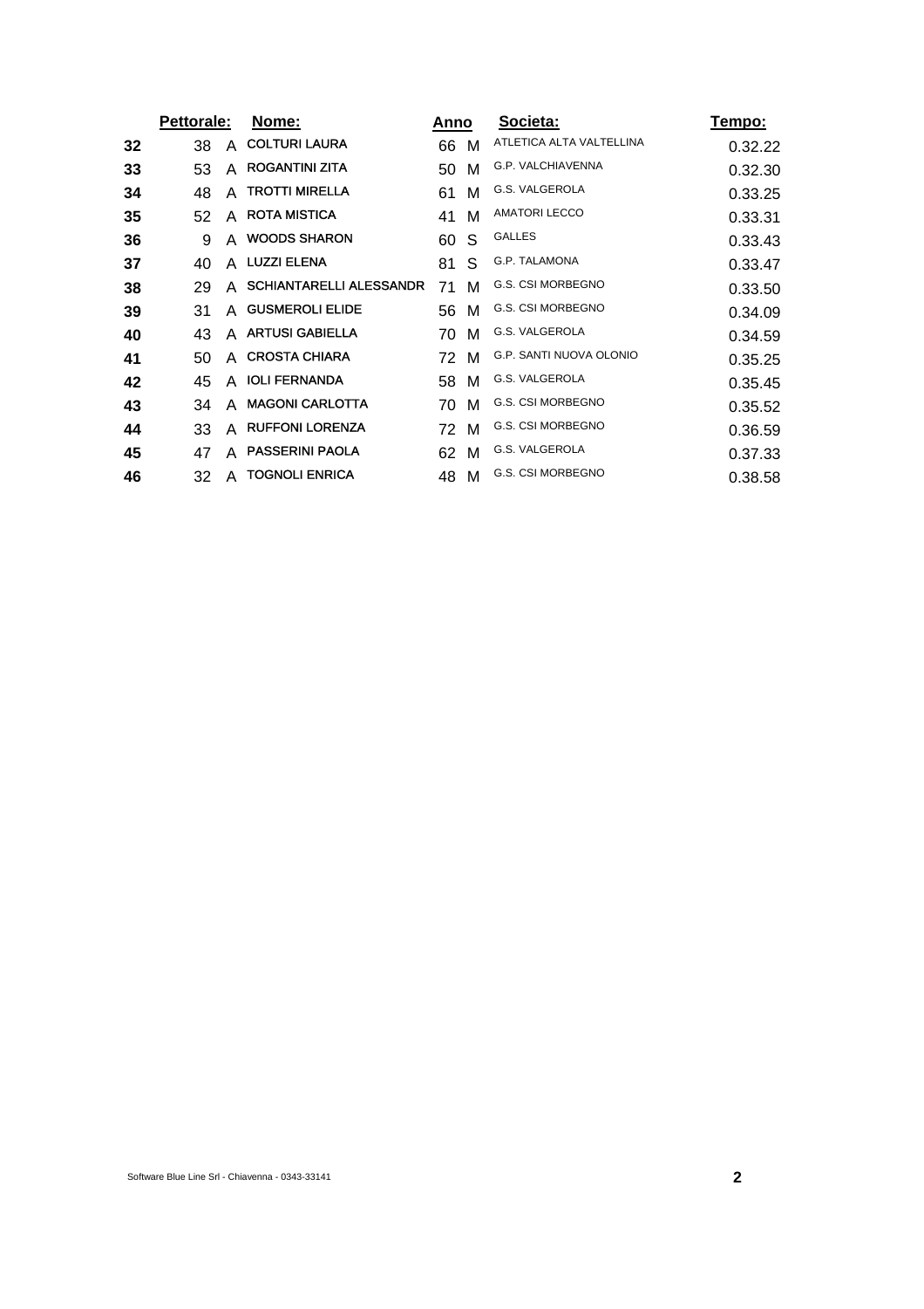| | Pettorale: | | Nome: | Anno | | Societa: | Tempo: |
|---|---|---|---|---|---|---|---|
| 32 | 38 | A | COLTURI LAURA | 66 | M | ATLETICA ALTA VALTELLINA | 0.32.22 |
| 33 | 53 | A | ROGANTINI ZITA | 50 | M | G.P. VALCHIAVENNA | 0.32.30 |
| 34 | 48 | A | TROTTI MIRELLA | 61 | M | G.S. VALGEROLA | 0.33.25 |
| 35 | 52 | A | ROTA MISTICA | 41 | M | AMATORI LECCO | 0.33.31 |
| 36 | 9 | A | WOODS SHARON | 60 | S | GALLES | 0.33.43 |
| 37 | 40 | A | LUZZI ELENA | 81 | S | G.P. TALAMONA | 0.33.47 |
| 38 | 29 | A | SCHIANTARELLI ALESSANDR | 71 | M | G.S. CSI MORBEGNO | 0.33.50 |
| 39 | 31 | A | GUSMEROLI ELIDE | 56 | M | G.S. CSI MORBEGNO | 0.34.09 |
| 40 | 43 | A | ARTUSI GABIELLA | 70 | M | G.S. VALGEROLA | 0.34.59 |
| 41 | 50 | A | CROSTA CHIARA | 72 | M | G.P. SANTI NUOVA OLONIO | 0.35.25 |
| 42 | 45 | A | IOLI FERNANDA | 58 | M | G.S. VALGEROLA | 0.35.45 |
| 43 | 34 | A | MAGONI CARLOTTA | 70 | M | G.S. CSI MORBEGNO | 0.35.52 |
| 44 | 33 | A | RUFFONI LORENZA | 72 | M | G.S. CSI MORBEGNO | 0.36.59 |
| 45 | 47 | A | PASSERINI PAOLA | 62 | M | G.S. VALGEROLA | 0.37.33 |
| 46 | 32 | A | TOGNOLI ENRICA | 48 | M | G.S. CSI MORBEGNO | 0.38.58 |

Software Blue Line Srl - Chiavenna - 0343-33141